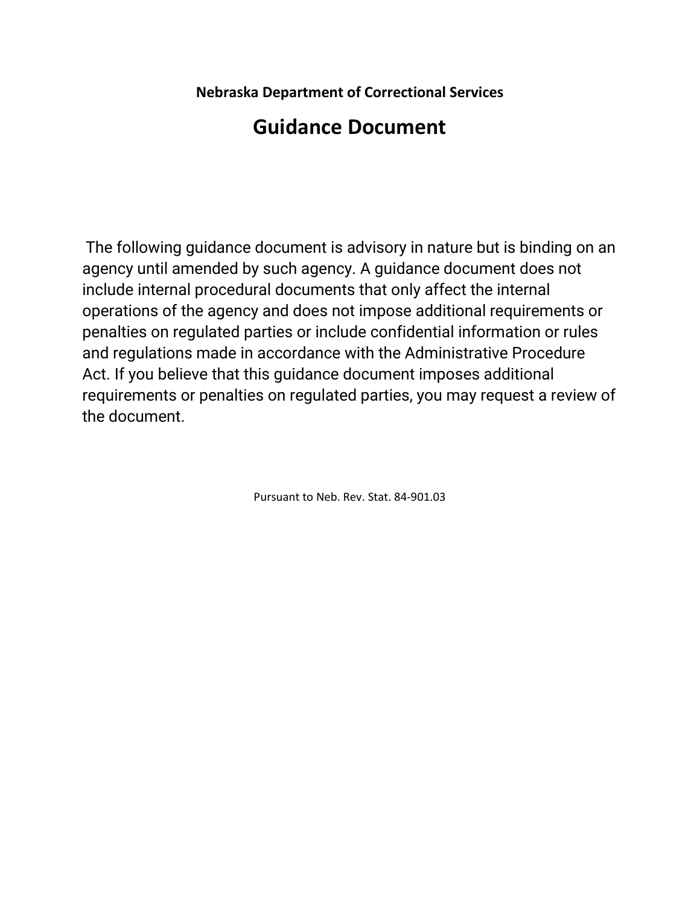**Nebraska Department of Correctional Services**

# Guidance Document

The following guidance document is advisory in nature but is binding on an agency until amended by such agency. A guidance document does not include internal procedural documents that only affect the internal operations of the agency and does not impose additional requirements or penalties on regulated parties or include confidential information or rules and regulations made in accordance with the Administrative Procedure Act. If you believe that this guidance document imposes additional requirements or penalties on regulated parties, you may request a review of the document.

Pursuant to Neb. Rev. Stat. 84-901.03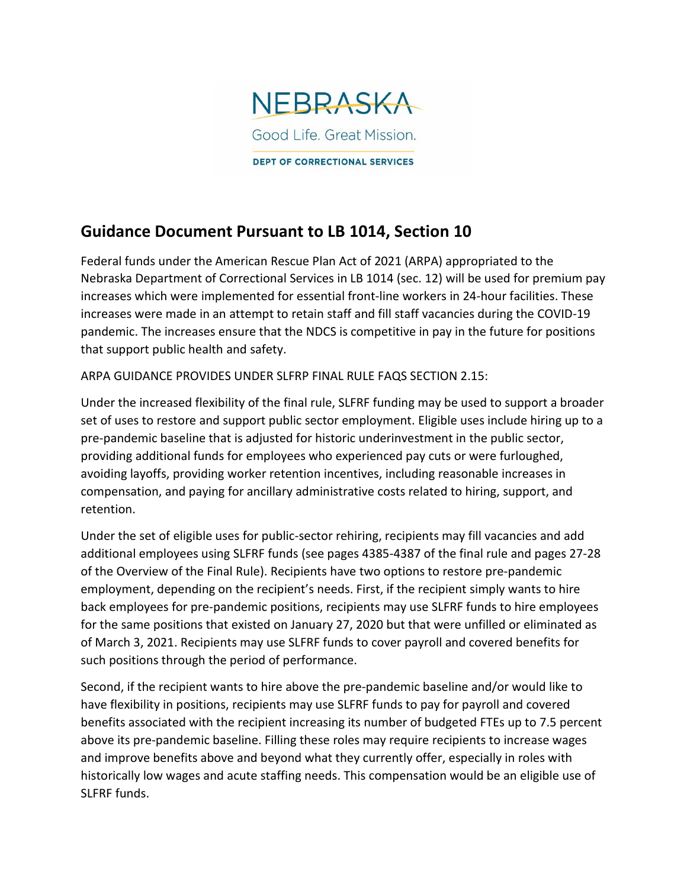NEBRASKA

Good Life. Great Mission.

DEPT OF CORRECTIONAL SERVICES

## Guidance Document Pursuant to LB 1014, Section 10

Federal funds under the American Rescue Plan Act of 2021 (ARPA) appropriated to the Nebraska Department of Correctional Services in LB 1014 (sec. 12) will be used for premium pay increases which were implemented for essential front-line workers in 24-hour facilities. These increases were made in an attempt to retain staff and fill staff vacancies during the COVID-19 pandemic. The increases ensure that the NDCS is competitive in pay in the future for positions that support public health and safety.

ARPA GUIDANCE PROVIDES UNDER SLFRP FINAL RULE FAQS SECTION 2.15:

Under the increased flexibility of the final rule, SLFRF funding may be used to support a broader set of uses to restore and support public sector employment. Eligible uses include hiring up to a pre-pandemic baseline that is adjusted for historic underinvestment in the public sector, providing additional funds for employees who experienced pay cuts or were furloughed, avoiding layoffs, providing worker retention incentives, including reasonable increases in compensation, and paying for ancillary administrative costs related to hiring, support, and retention.

Under the set of eligible uses for public-sector rehiring, recipients may fill vacancies and add additional employees using SLFRF funds (see pages 4385-4387 of the final rule and pages 27-28 of the Overview of the Final Rule). Recipients have two options to restore pre-pandemic employment, depending on the recipient's needs. First, if the recipient simply wants to hire back employees for pre-pandemic positions, recipients may use SLFRF funds to hire employees for the same positions that existed on January 27, 2020 but that were unfilled or eliminated as of March 3, 2021. Recipients may use SLFRF funds to cover payroll and covered benefits for such positions through the period of performance.

Second, if the recipient wants to hire above the pre-pandemic baseline and/or would like to have flexibility in positions, recipients may use SLFRF funds to pay for payroll and covered benefits associated with the recipient increasing its number of budgeted FTEs up to 7.5 percent above its pre-pandemic baseline. Filling these roles may require recipients to increase wages and improve benefits above and beyond what they currently offer, especially in roles with historically low wages and acute staffing needs. This compensation would be an eligible use of SLFRF funds.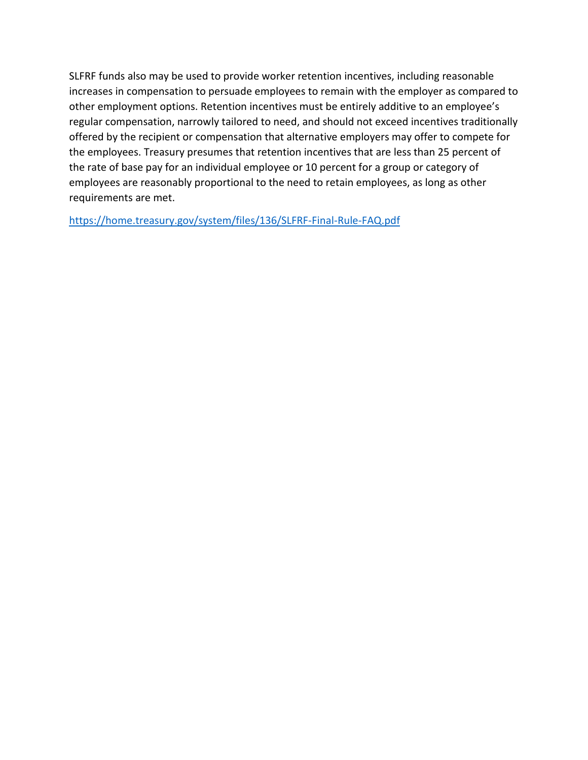SLFRF funds also may be used to provide worker retention incentives, including reasonable increases in compensation to persuade employees to remain with the employer as compared to other employment options. Retention incentives must be entirely additive to an employee's regular compensation, narrowly tailored to need, and should not exceed incentives traditionally offered by the recipient or compensation that alternative employers may offer to compete for the employees. Treasury presumes that retention incentives that are less than 25 percent of the rate of base pay for an individual employee or 10 percent for a group or category of employees are reasonably proportional to the need to retain employees, as long as other requirements are met.

https://home.treasury.gov/system/files/136/SLFRF-Final-Rule-FAQ.pdf